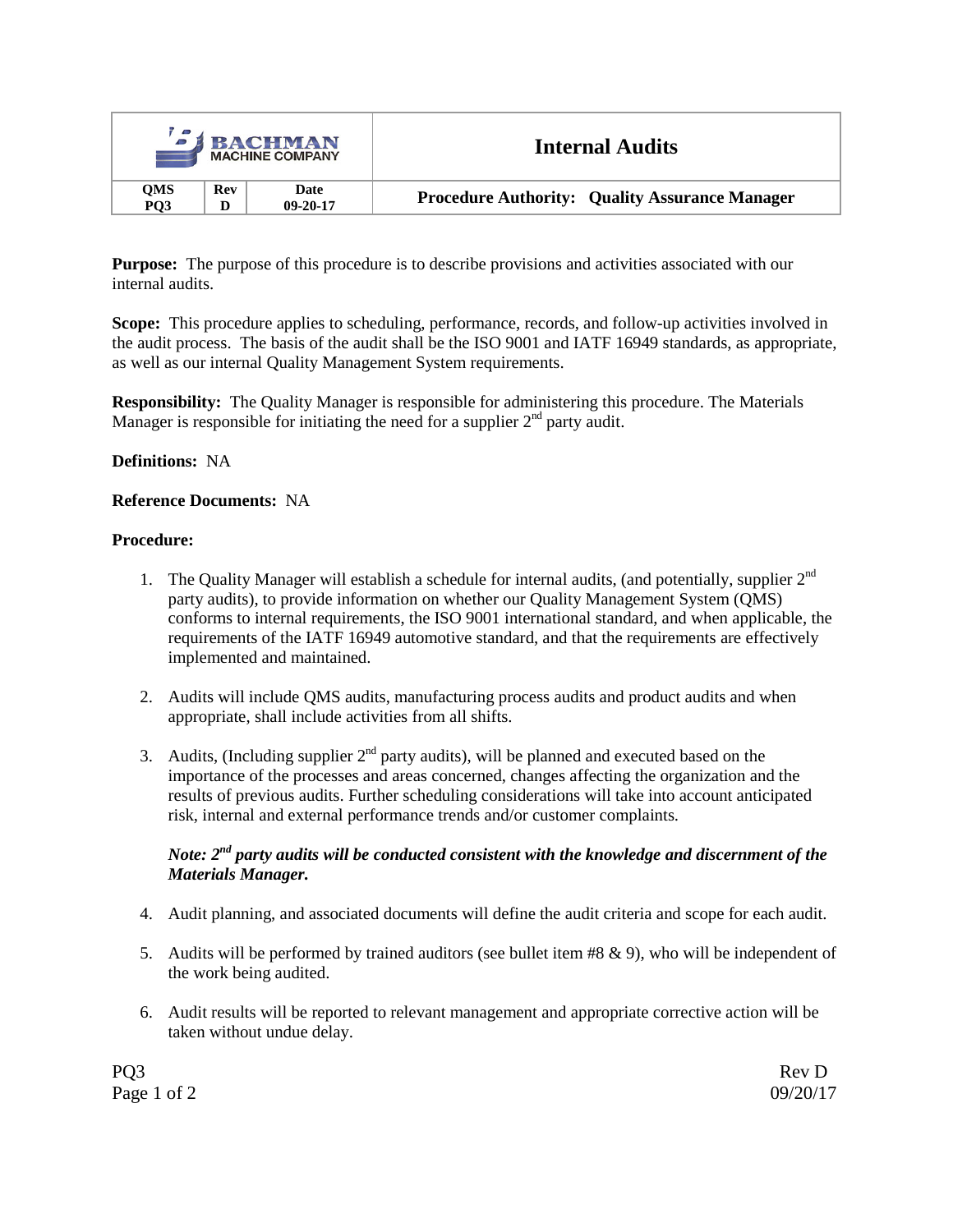| BACHMAN MACHINE COMPANY | | | Internal Audits |
| --- | --- | --- | --- |
| QMS PQ3 | Rev D | Date 09-20-17 | Procedure Authority: Quality Assurance Manager |

**Purpose:** The purpose of this procedure is to describe provisions and activities associated with our internal audits.

**Scope:** This procedure applies to scheduling, performance, records, and follow-up activities involved in the audit process. The basis of the audit shall be the ISO 9001 and IATF 16949 standards, as appropriate, as well as our internal Quality Management System requirements.

**Responsibility:** The Quality Manager is responsible for administering this procedure. The Materials Manager is responsible for initiating the need for a supplier 2nd party audit.

**Definitions:** NA

**Reference Documents:** NA

**Procedure:**

1. The Quality Manager will establish a schedule for internal audits, (and potentially, supplier 2nd party audits), to provide information on whether our Quality Management System (QMS) conforms to internal requirements, the ISO 9001 international standard, and when applicable, the requirements of the IATF 16949 automotive standard, and that the requirements are effectively implemented and maintained.

2. Audits will include QMS audits, manufacturing process audits and product audits and when appropriate, shall include activities from all shifts.

3. Audits, (Including supplier 2nd party audits), will be planned and executed based on the importance of the processes and areas concerned, changes affecting the organization and the results of previous audits. Further scheduling considerations will take into account anticipated risk, internal and external performance trends and/or customer complaints.

   ***Note: 2nd party audits will be conducted consistent with the knowledge and discernment of the Materials Manager.***

4. Audit planning, and associated documents will define the audit criteria and scope for each audit.

5. Audits will be performed by trained auditors (see bullet item #8 & 9), who will be independent of the work being audited.

6. Audit results will be reported to relevant management and appropriate corrective action will be taken without undue delay.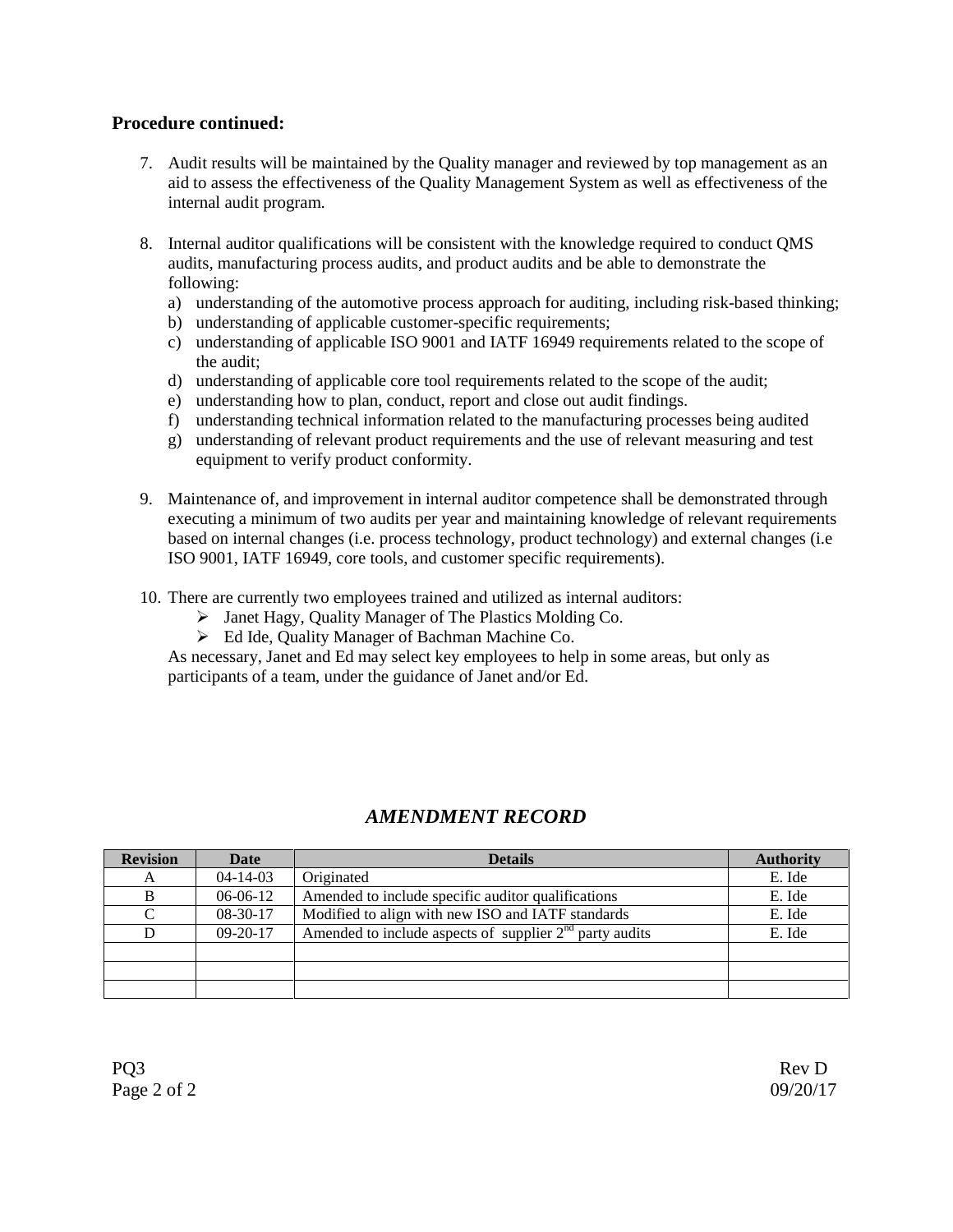**Procedure continued:**

7. Audit results will be maintained by the Quality manager and reviewed by top management as an aid to assess the effectiveness of the Quality Management System as well as effectiveness of the internal audit program.

8. Internal auditor qualifications will be consistent with the knowledge required to conduct QMS audits, manufacturing process audits, and product audits and be able to demonstrate the following:
   a) understanding of the automotive process approach for auditing, including risk-based thinking;
   b) understanding of applicable customer-specific requirements;
   c) understanding of applicable ISO 9001 and IATF 16949 requirements related to the scope of the audit;
   d) understanding of applicable core tool requirements related to the scope of the audit;
   e) understanding how to plan, conduct, report and close out audit findings.
   f) understanding technical information related to the manufacturing processes being audited
   g) understanding of relevant product requirements and the use of relevant measuring and test equipment to verify product conformity.

9. Maintenance of, and improvement in internal auditor competence shall be demonstrated through executing a minimum of two audits per year and maintaining knowledge of relevant requirements based on internal changes (i.e. process technology, product technology) and external changes (i.e ISO 9001, IATF 16949, core tools, and customer specific requirements).

10. There are currently two employees trained and utilized as internal auditors:
    - Janet Hagy, Quality Manager of The Plastics Molding Co.
    - Ed Ide, Quality Manager of Bachman Machine Co.

    As necessary, Janet and Ed may select key employees to help in some areas, but only as participants of a team, under the guidance of Janet and/or Ed.

## *AMENDMENT RECORD*

| Revision | Date | Details | Authority |
|---|---|---|---|
| A | 04-14-03 | Originated | E. Ide |
| B | 06-06-12 | Amended to include specific auditor qualifications | E. Ide |
| C | 08-30-17 | Modified to align with new ISO and IATF standards | E. Ide |
| D | 09-20-17 | Amended to include aspects of supplier 2nd party audits | E. Ide |
| | | | |
| | | | |
| | | | |

PQ3 Rev D 09/20/17